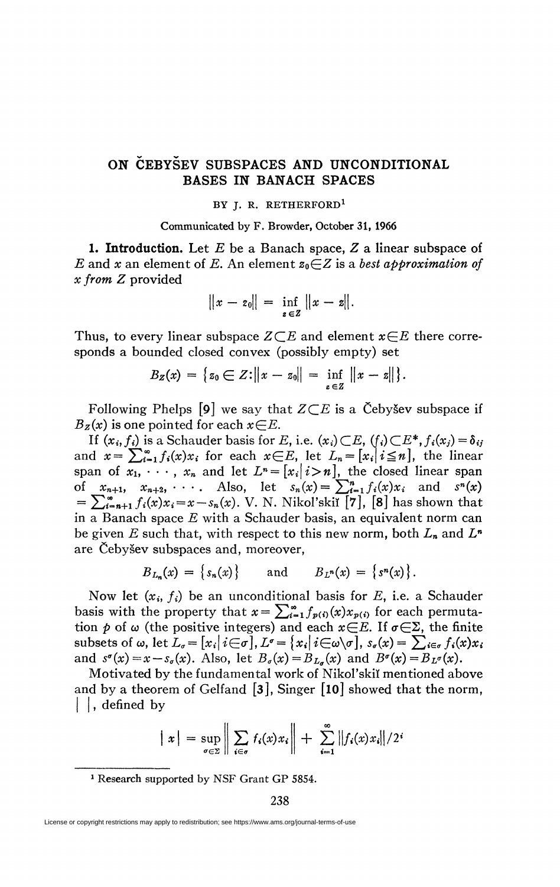# ON ČEBYŠEV SUBSPACES AND UNCONDITIONAL BASES IN BANACH SPACES

BY J. R. RETHERFORD[1]

Communicated by F. Browder, October 31, 1966

**1. Introduction.** Let $E$ be a Banach space, $Z$ a linear subspace of $E$ and $x$ an element of $E$. An element $z_0 \in Z$ is a *best approximation of x from Z* provided

$$\|x - z_0\| = \inf_{z \in Z} \|x - z\|.$$

Thus, to every linear subspace $Z \subset E$ and element $x \in E$ there corresponds a bounded closed convex (possibly empty) set

$$B_Z(x) = \{ z_0 \in Z : \|x - z_0\| = \inf_{z \in Z} \|x - z\| \}.$$

Following Phelps [9] we say that $Z \subset E$ is a Čebyšev subspace if $B_Z(x)$ is one pointed for each $x \in E$.

If $(x_i, f_i)$ is a Schauder basis for $E$, i.e. $(x_i) \subset E$, $(f_i) \subset E^*$, $f_i(x_j) = \delta_{ij}$ and $x = \sum_{i=1}^{\infty} f_i(x)x_i$ for each $x \in E$, let $L_n = [x_i | i \leq n]$, the linear span of $x_1, \cdots, x_n$ and let $L^n = [x_i | i > n]$, the closed linear span of $x_{n+1}, x_{n+2}, \cdots$. Also, let $s_n(x) = \sum_{i=1}^{n} f_i(x)x_i$ and $s^n(x) = \sum_{i=n+1}^{\infty} f_i(x)x_i = x - s_n(x)$. V. N. Nikol'skiĭ [7], [8] has shown that in a Banach space $E$ with a Schauder basis, an equivalent norm can be given $E$ such that, with respect to this new norm, both $L_n$ and $L^n$ are Čebyšev subspaces and, moreover,

$$B_{L_n}(x) = \{s_n(x)\} \qquad \text{and} \qquad B_{L^n}(x) = \{s^n(x)\}.$$

Now let $(x_i, f_i)$ be an unconditional basis for $E$, i.e. a Schauder basis with the property that $x = \sum_{i=1}^{\infty} f_{p(i)}(x)x_{p(i)}$ for each permutation $p$ of $\omega$ (the positive integers) and each $x \in E$. If $\sigma \in \Sigma$, the finite subsets of $\omega$, let $L_\sigma = [x_i | i \in \sigma]$, $L^\sigma = \{x_i | i \in \omega \backslash \sigma\}$, $s_\sigma(x) = \sum_{i \in \sigma} f_i(x)x_i$ and $s^\sigma(x) = x - s_\sigma(x)$. Also, let $B_\sigma(x) = B_{L_\sigma}(x)$ and $B^\sigma(x) = B_{L^\sigma}(x)$.

Motivated by the fundamental work of Nikol'skiĭ mentioned above and by a theorem of Gelfand [3], Singer [10] showed that the norm, $| \; |$, defined by

$$|x| = \sup_{\sigma \in \Sigma} \left\| \sum_{i \in \sigma} f_i(x)x_i \right\| + \sum_{i=1}^{\infty} \|f_i(x)x_i\|/2^i$$

---

[1] Research supported by NSF Grant GP 5854.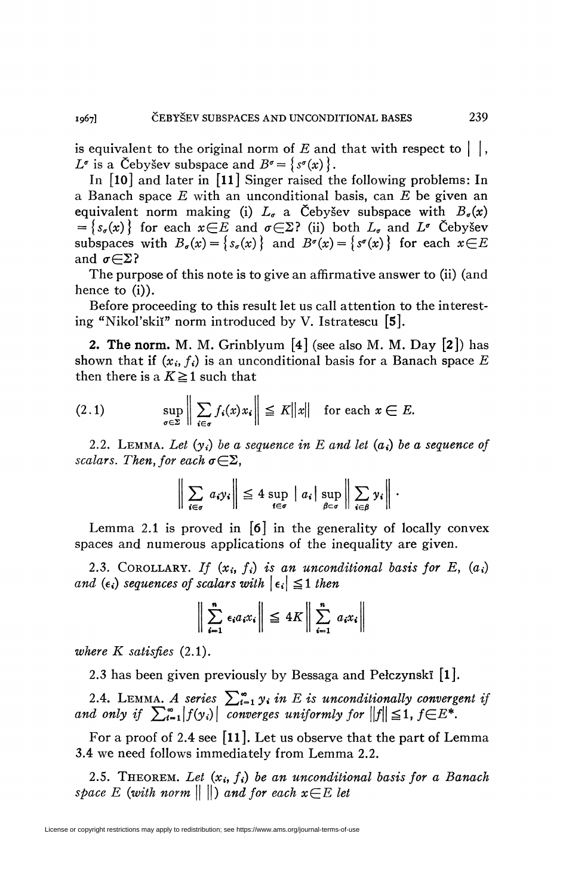is equivalent to the original norm of $E$ and that with respect to $| \ |$, $L^\sigma$ is a Čebyšev subspace and $B^\sigma = \{s^\sigma(x)\}$.

In [10] and later in [11] Singer raised the following problems: In a Banach space $E$ with an unconditional basis, can $E$ be given an equivalent norm making (i) $L_\sigma$ a Čebyšev subspace with $B_\sigma(x) = \{s_\sigma(x)\}$ for each $x \in E$ and $\sigma \in \Sigma$? (ii) both $L_\sigma$ and $L^\sigma$ Čebyšev subspaces with $B_\sigma(x) = \{s_\sigma(x)\}$ and $B^\sigma(x) = \{s^\sigma(x)\}$ for each $x \in E$ and $\sigma \in \Sigma$?

The purpose of this note is to give an affirmative answer to (ii) (and hence to (i)).

Before proceeding to this result let us call attention to the interesting "Nikol'skiĭ" norm introduced by V. Istratescu [5].

**2. The norm.** M. M. Grinblyum [4] (see also M. M. Day [2]) has shown that if $(x_i, f_i)$ is an unconditional basis for a Banach space $E$ then there is a $K \geq 1$ such that

$$\sup_{\sigma \in \Sigma} \left\| \sum_{i \in \sigma} f_i(x) x_i \right\| \leq K \|x\| \quad \text{for each } x \in E. \tag{2.1}$$

2.2. LEMMA. *Let $(y_i)$ be a sequence in $E$ and let $(a_i)$ be a sequence of scalars. Then, for each $\sigma \in \Sigma$,*

$$\left\| \sum_{i \in \sigma} a_i y_i \right\| \leq 4 \sup_{i \in \sigma} |a_i| \sup_{\beta \subset \sigma} \left\| \sum_{i \in \beta} y_i \right\| \cdot$$

Lemma 2.1 is proved in [6] in the generality of locally convex spaces and numerous applications of the inequality are given.

2.3. COROLLARY. *If $(x_i, f_i)$ is an unconditional basis for $E$, $(a_i)$ and $(\epsilon_i)$ sequences of scalars with $|\epsilon_i| \leq 1$ then*

$$\left\| \sum_{i=1}^{n} \epsilon_i a_i x_i \right\| \leq 4K \left\| \sum_{i=1}^{n} a_i x_i \right\|$$

*where $K$ satisfies* (2.1).

2.3 has been given previously by Bessaga and Pełczynskiĭ [1].

2.4. LEMMA. *A series $\sum_{i=1}^{\infty} y_i$ in $E$ is unconditionally convergent if and only if $\sum_{i=1}^{\infty} |f(y_i)|$ converges uniformly for $\|f\| \leq 1$, $f \in E^*$.*

For a proof of 2.4 see [11]. Let us observe that the part of Lemma 3.4 we need follows immediately from Lemma 2.2.

2.5. THEOREM. *Let $(x_i, f_i)$ be an unconditional basis for a Banach space $E$ (with norm $\| \ \|$) and for each $x \in E$ let*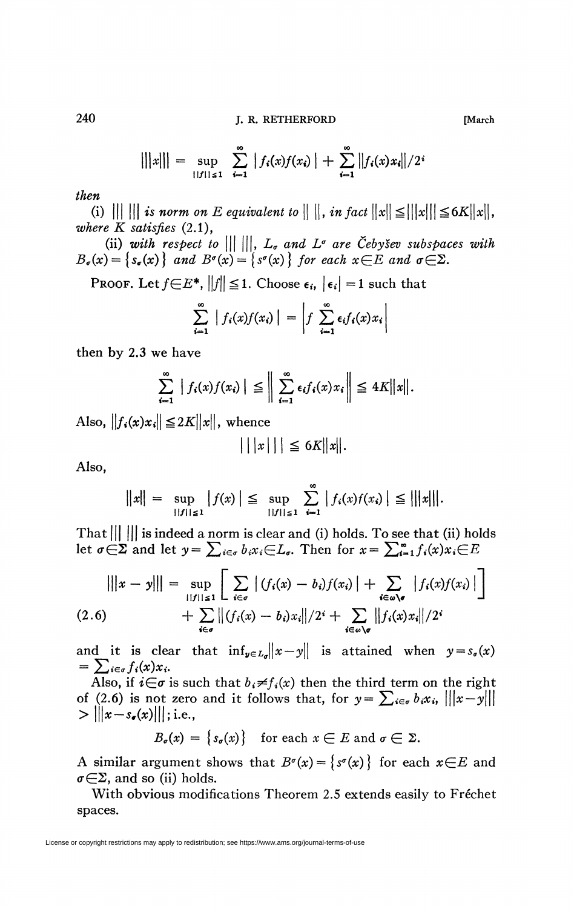$$|||x||| = \sup_{\|f\| \leq 1} \sum_{i=1}^{\infty} |f_i(x)f(x_i)| + \sum_{i=1}^{\infty} \|f_i(x)x_i\|/2^i$$

*then*

(i) $|||\ |||$ *is norm on* $E$ *equivalent to* $\|\ \|$, *in fact* $\|x\| \leq |||x||| \leq 6K\|x\|$, *where* $K$ *satisfies* (2.1),

(ii) *with respect to* $|||\ |||$, $L_\sigma$ *and* $L^\sigma$ *are Čebyšev subspaces with* $B_\sigma(x) = \{s_\sigma(x)\}$ *and* $B^\sigma(x) = \{s^\sigma(x)\}$ *for each* $x \in E$ *and* $\sigma \in \Sigma$.

PROOF. Let $f \in E^*$, $\|f\| \leq 1$. Choose $\epsilon_i$, $|\epsilon_i| = 1$ such that

$$\sum_{i=1}^{\infty} |f_i(x)f(x_i)| = \left| f \sum_{i=1}^{\infty} \epsilon_i f_i(x) x_i \right|$$

then by 2.3 we have

$$\sum_{i=1}^{\infty} |f_i(x)f(x_i)| \leq \left\| \sum_{i=1}^{\infty} \epsilon_i f_i(x) x_i \right\| \leq 4K\|x\|.$$

Also, $\|f_i(x)x_i\| \leq 2K\|x\|$, whence

$$|||x||| \leq 6K\|x\|.$$

Also,

$$\|x\| = \sup_{\|f\| \leq 1} |f(x)| \leq \sup_{\|f\| \leq 1} \sum_{i=1}^{\infty} |f_i(x)f(x_i)| \leq |||x|||.$$

That $|||\ |||$ is indeed a norm is clear and (i) holds. To see that (ii) holds let $\sigma \in \Sigma$ and let $y = \sum_{i \in \sigma} b_i x_i \in L_\sigma$. Then for $x = \sum_{i=1}^{\infty} f_i(x) x_i \in E$

$$\begin{aligned} |||x - y||| = \sup_{\|f\| \leq 1} &\left[ \sum_{i \in \sigma} |(f_i(x) - b_i) f(x_i)| + \sum_{i \in \omega \setminus \sigma} |f_i(x) f(x_i)| \right] \\ &+ \sum_{i \in \sigma} \|(f_i(x) - b_i) x_i\|/2^i + \sum_{i \in \omega \setminus \sigma} \|f_i(x) x_i\|/2^i \end{aligned} \tag{2.6}$$

and it is clear that $\inf_{y \in L_\sigma} \|x - y\|$ is attained when $y = s_\sigma(x) = \sum_{i \in \sigma} f_i(x) x_i$.

Also, if $i \in \sigma$ is such that $b_i \neq f_i(x)$ then the third term on the right of (2.6) is not zero and it follows that, for $y = \sum_{i \in \sigma} b_i x_i$, $|||x - y||| > |||x - s_\sigma(x)|||$; i.e.,

$$B_\sigma(x) = \{s_\sigma(x)\} \quad \text{for each } x \in E \text{ and } \sigma \in \Sigma.$$

A similar argument shows that $B^\sigma(x) = \{s^\sigma(x)\}$ for each $x \in E$ and $\sigma \in \Sigma$, and so (ii) holds.

With obvious modifications Theorem 2.5 extends easily to Fréchet spaces.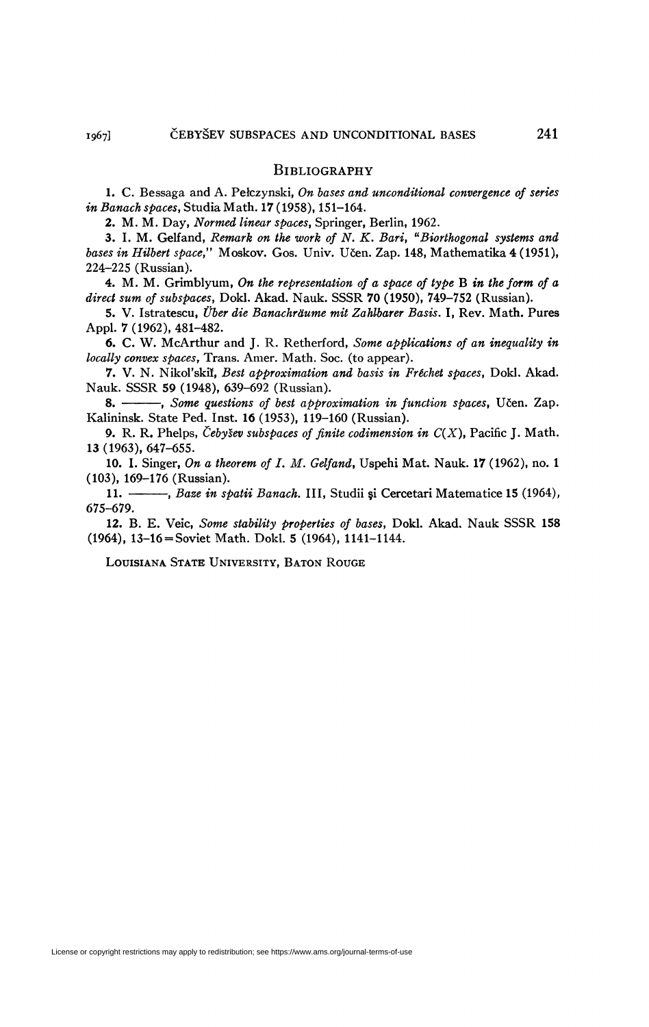## Bibliography

1. C. Bessaga and A. Pełczynski, *On bases and unconditional convergence of series in Banach spaces*, Studia Math. **17** (1958), 151–164.

2. M. M. Day, *Normed linear spaces*, Springer, Berlin, 1962.

3. I. M. Gelfand, *Remark on the work of N. K. Bari, "Biorthogonal systems and bases in Hilbert space*," Moskov. Gos. Univ. Učen. Zap. 148, Mathematika **4** (1951), 224–225 (Russian).

4. M. M. Grimblyum, *On the representation of a space of type* B *in the form of a direct sum of subspaces*, Dokl. Akad. Nauk. SSSR **70** (1950), 749–752 (Russian).

5. V. Istratescu, *Über die Banachräume mit Zahlbarer Basis*. I, Rev. Math. Pures Appl. **7** (1962), 481–482.

6. C. W. McArthur and J. R. Retherford, *Some applications of an inequality in locally convex spaces*, Trans. Amer. Math. Soc. (to appear).

7. V. N. Nikol'skiĭ, *Best approximation and basis in Fréchet spaces*, Dokl. Akad. Nauk. SSSR **59** (1948), 639–692 (Russian).

8. ———, *Some questions of best approximation in function spaces*, Učen. Zap. Kalininsk. State Ped. Inst. **16** (1953), 119–160 (Russian).

9. R. R. Phelps, *Čebyšev subspaces of finite codimension in $C(X)$*, Pacific J. Math. **13** (1963), 647–655.

10. I. Singer, *On a theorem of I. M. Gelfand*, Uspehi Mat. Nauk. **17** (1962), no. 1 (103), 169–176 (Russian).

11. ———, *Baze in spatii Banach*. III, Studii şi Cercetari Matematice **15** (1964), 675–679.

12. B. E. Veic, *Some stability properties of bases*, Dokl. Akad. Nauk SSSR **158** (1964), 13–16 = Soviet Math. Dokl. **5** (1964), 1141–1144.

Louisiana State University, Baton Rouge